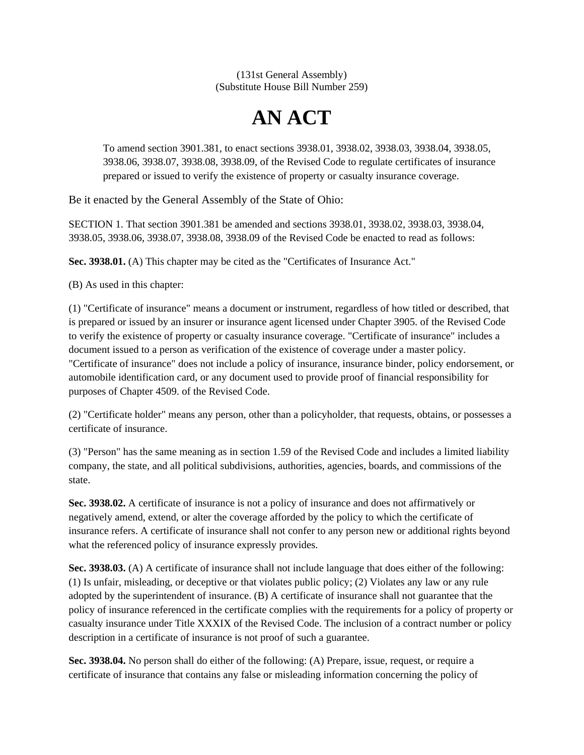(131st General Assembly)
(Substitute House Bill Number 259)

# AN ACT

To amend section 3901.381, to enact sections 3938.01, 3938.02, 3938.03, 3938.04, 3938.05, 3938.06, 3938.07, 3938.08, 3938.09, of the Revised Code to regulate certificates of insurance prepared or issued to verify the existence of property or casualty insurance coverage.

Be it enacted by the General Assembly of the State of Ohio:

SECTION 1. That section 3901.381 be amended and sections 3938.01, 3938.02, 3938.03, 3938.04, 3938.05, 3938.06, 3938.07, 3938.08, 3938.09 of the Revised Code be enacted to read as follows:

**Sec. 3938.01.** (A) This chapter may be cited as the "Certificates of Insurance Act."

(B) As used in this chapter:

(1) "Certificate of insurance" means a document or instrument, regardless of how titled or described, that is prepared or issued by an insurer or insurance agent licensed under Chapter 3905. of the Revised Code to verify the existence of property or casualty insurance coverage. "Certificate of insurance" includes a document issued to a person as verification of the existence of coverage under a master policy. "Certificate of insurance" does not include a policy of insurance, insurance binder, policy endorsement, or automobile identification card, or any document used to provide proof of financial responsibility for purposes of Chapter 4509. of the Revised Code.

(2) "Certificate holder" means any person, other than a policyholder, that requests, obtains, or possesses a certificate of insurance.

(3) "Person" has the same meaning as in section 1.59 of the Revised Code and includes a limited liability company, the state, and all political subdivisions, authorities, agencies, boards, and commissions of the state.

**Sec. 3938.02.** A certificate of insurance is not a policy of insurance and does not affirmatively or negatively amend, extend, or alter the coverage afforded by the policy to which the certificate of insurance refers. A certificate of insurance shall not confer to any person new or additional rights beyond what the referenced policy of insurance expressly provides.

**Sec. 3938.03.** (A) A certificate of insurance shall not include language that does either of the following: (1) Is unfair, misleading, or deceptive or that violates public policy; (2) Violates any law or any rule adopted by the superintendent of insurance. (B) A certificate of insurance shall not guarantee that the policy of insurance referenced in the certificate complies with the requirements for a policy of property or casualty insurance under Title XXXIX of the Revised Code. The inclusion of a contract number or policy description in a certificate of insurance is not proof of such a guarantee.

**Sec. 3938.04.** No person shall do either of the following: (A) Prepare, issue, request, or require a certificate of insurance that contains any false or misleading information concerning the policy of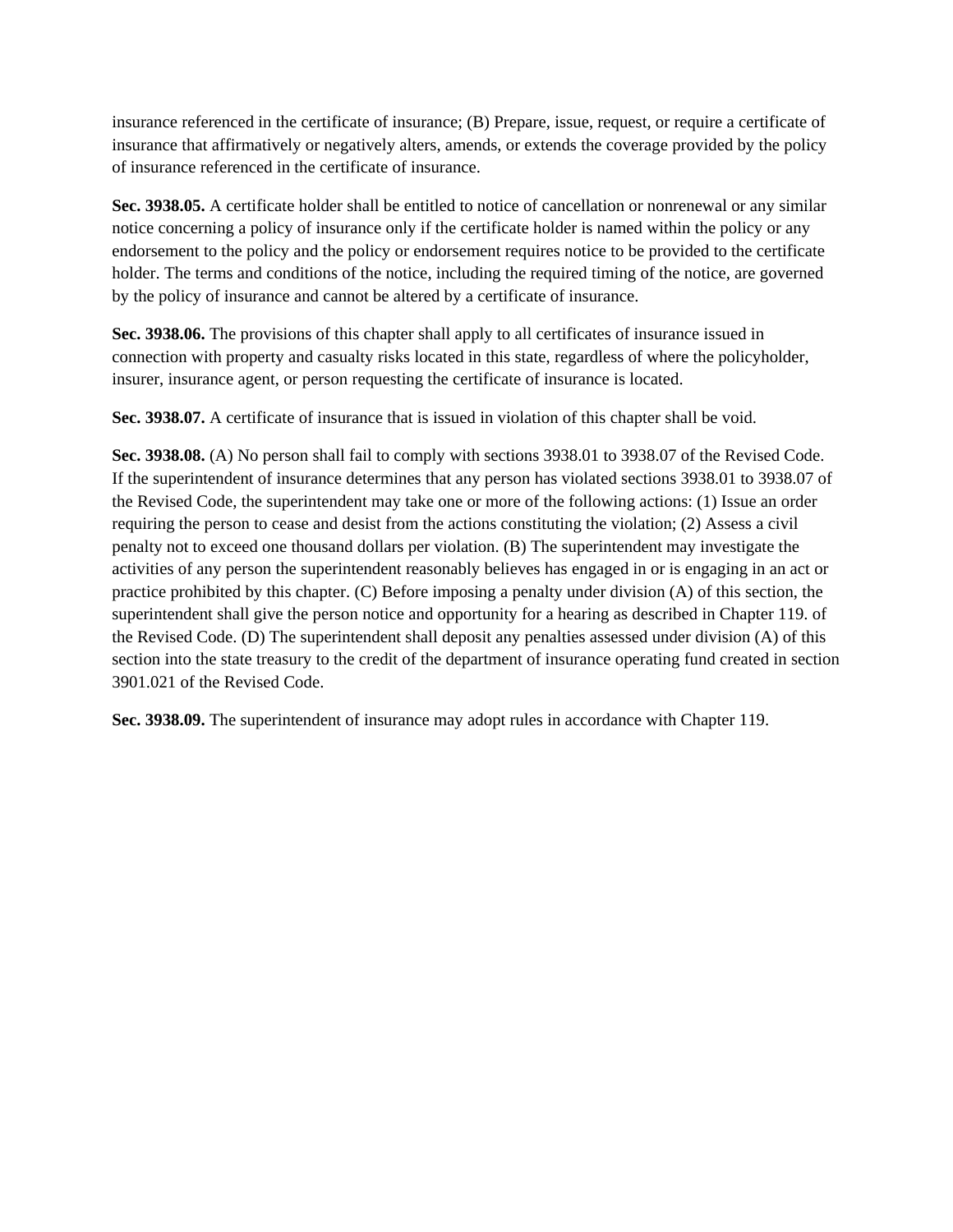insurance referenced in the certificate of insurance; (B) Prepare, issue, request, or require a certificate of insurance that affirmatively or negatively alters, amends, or extends the coverage provided by the policy of insurance referenced in the certificate of insurance.

**Sec. 3938.05.** A certificate holder shall be entitled to notice of cancellation or nonrenewal or any similar notice concerning a policy of insurance only if the certificate holder is named within the policy or any endorsement to the policy and the policy or endorsement requires notice to be provided to the certificate holder. The terms and conditions of the notice, including the required timing of the notice, are governed by the policy of insurance and cannot be altered by a certificate of insurance.

**Sec. 3938.06.** The provisions of this chapter shall apply to all certificates of insurance issued in connection with property and casualty risks located in this state, regardless of where the policyholder, insurer, insurance agent, or person requesting the certificate of insurance is located.

**Sec. 3938.07.** A certificate of insurance that is issued in violation of this chapter shall be void.

**Sec. 3938.08.** (A) No person shall fail to comply with sections 3938.01 to 3938.07 of the Revised Code. If the superintendent of insurance determines that any person has violated sections 3938.01 to 3938.07 of the Revised Code, the superintendent may take one or more of the following actions: (1) Issue an order requiring the person to cease and desist from the actions constituting the violation; (2) Assess a civil penalty not to exceed one thousand dollars per violation. (B) The superintendent may investigate the activities of any person the superintendent reasonably believes has engaged in or is engaging in an act or practice prohibited by this chapter. (C) Before imposing a penalty under division (A) of this section, the superintendent shall give the person notice and opportunity for a hearing as described in Chapter 119. of the Revised Code. (D) The superintendent shall deposit any penalties assessed under division (A) of this section into the state treasury to the credit of the department of insurance operating fund created in section 3901.021 of the Revised Code.

**Sec. 3938.09.** The superintendent of insurance may adopt rules in accordance with Chapter 119.